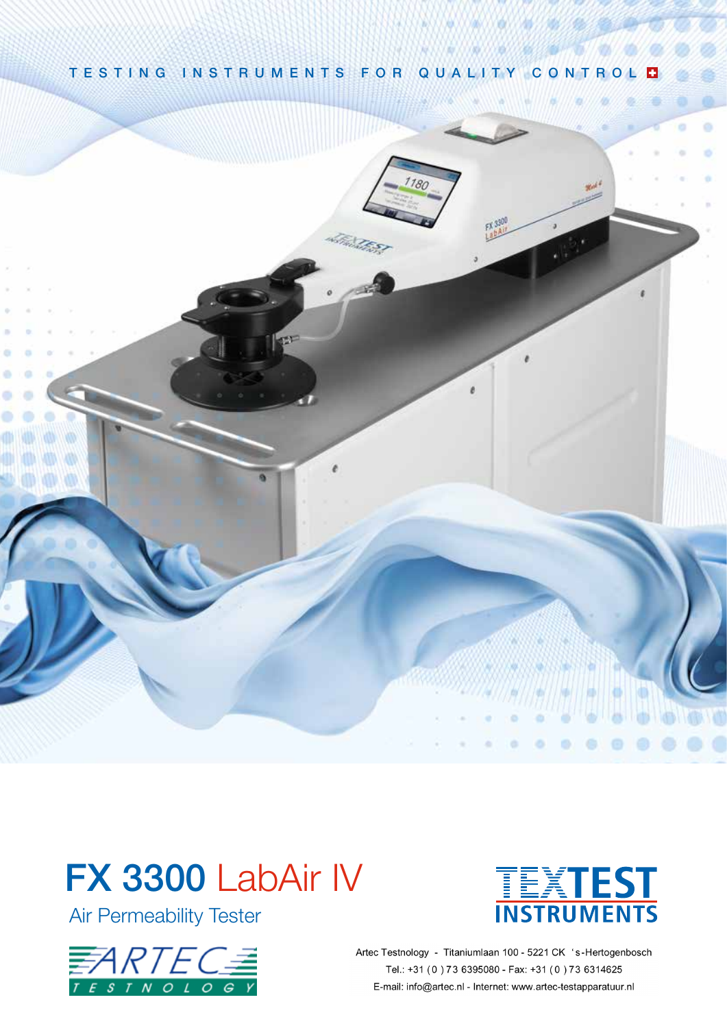TESTING INSTRUMENTS FOR QUALITY CONTROL

# FX 3300 LabAir IV

## Air Permeability Tester

TEXTEST INSTRUMENTS

ARTEC TESTNOLOGY

Artec Testnology - Titaniumlaan 100 - 5221 CK 's-Hertogenbosch
Tel.: +31 (0 ) 73 6395080 - Fax: +31 (0 ) 73 6314625
E-mail: info@artec.nl - Internet: www.artec-testapparatuur.nl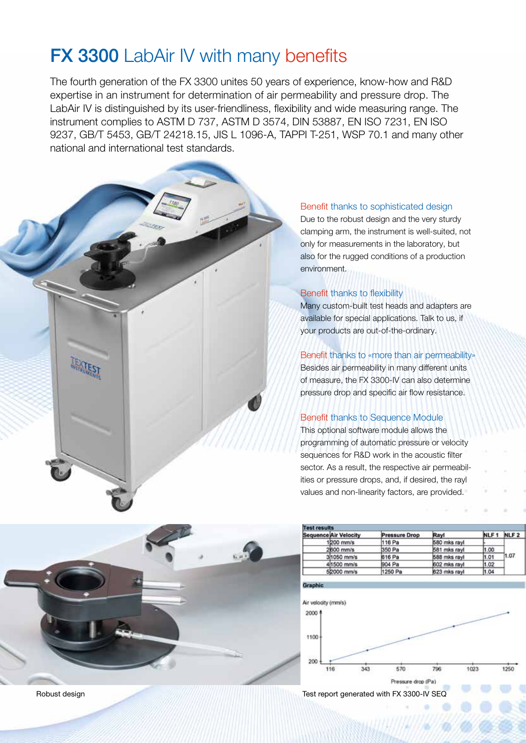# FX 3300 LabAir IV with many benefits

The fourth generation of the FX 3300 unites 50 years of experience, know-how and R&D expertise in an instrument for determination of air permeability and pressure drop. The LabAir IV is distinguished by its user-friendliness, flexibility and wide measuring range. The instrument complies to ASTM D 737, ASTM D 3574, DIN 53887, EN ISO 7231, EN ISO 9237, GB/T 5453, GB/T 24218.15, JIS L 1096-A, TAPPI T-251, WSP 70.1 and many other national and international test standards.

### Benefit thanks to sophisticated design

Due to the robust design and the very sturdy clamping arm, the instrument is well-suited, not only for measurements in the laboratory, but also for the rugged conditions of a production environment.

### Benefit thanks to flexibility

Many custom-built test heads and adapters are available for special applications. Talk to us, if your products are out-of-the-ordinary.

### Benefit thanks to «more than air permeability»

Besides air permeability in many different units of measure, the FX 3300-IV can also determine pressure drop and specific air flow resistance.

### Benefit thanks to Sequence Module

This optional software module allows the programming of automatic pressure or velocity sequences for R&D work in the acoustic filter sector. As a result, the respective air permeabilities or pressure drops, and, if desired, the rayl values and non-linearity factors, are provided.

Robust design

**Test results**

| Sequence | Air Velocity | Pressure Drop | Rayl | NLF 1 | NLF 2 |
|---|---|---|---|---|---|
| 1 | 200 mm/s | 116 Pa | 580 mks rayl | - | 1.07 |
| 2 | 600 mm/s | 350 Pa | 581 mks rayl | 1.00 | |
| 3 | 1050 mm/s | 616 Pa | 588 mks rayl | 1.01 | |
| 4 | 1500 mm/s | 904 Pa | 602 mks rayl | 1.02 | |
| 5 | 2000 mm/s | 1250 Pa | 623 mks rayl | 1.04 | |

**Graphic**

Test report generated with FX 3300-IV SEQ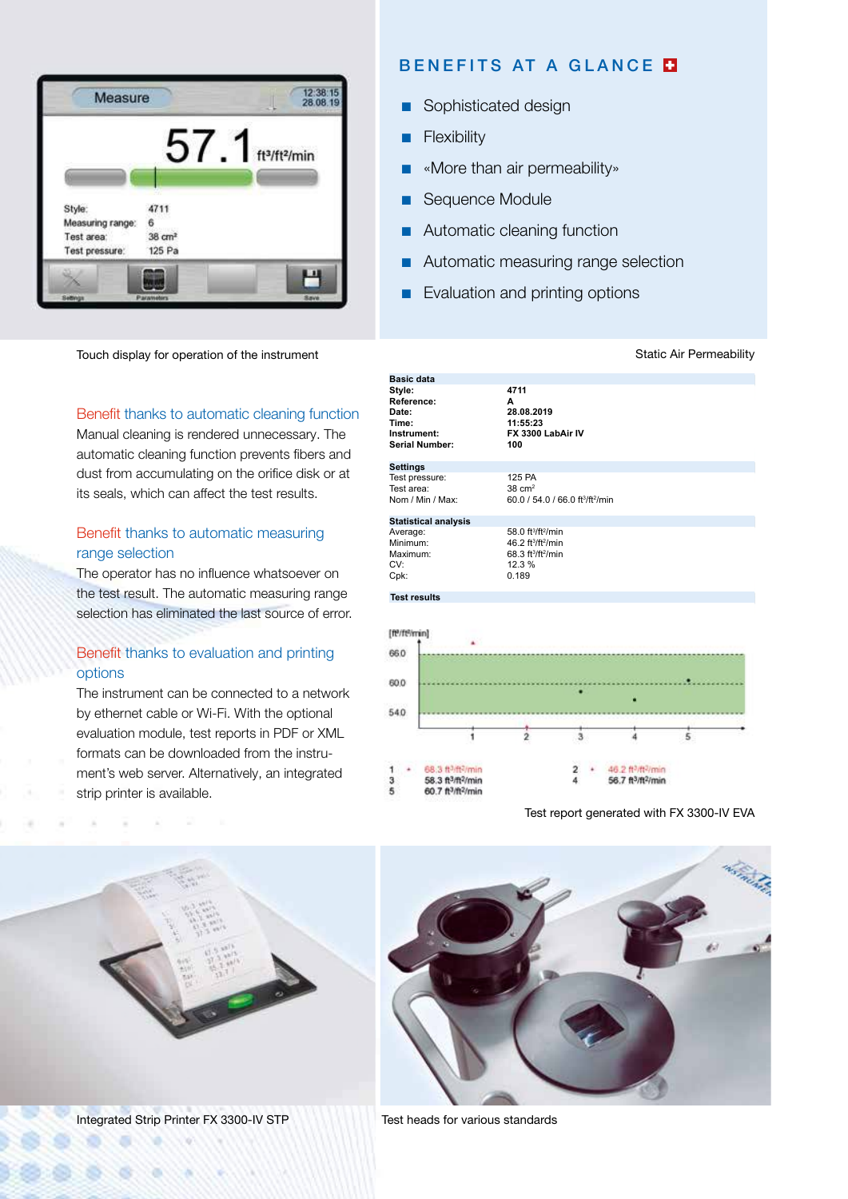Touch display for operation of the instrument

## BENEFITS AT A GLANCE

- Sophisticated design
- Flexibility
- «More than air permeability»
- Sequence Module
- Automatic cleaning function
- Automatic measuring range selection
- Evaluation and printing options

### Benefit thanks to automatic cleaning function

Manual cleaning is rendered unnecessary. The automatic cleaning function prevents fibers and dust from accumulating on the orifice disk or at its seals, which can affect the test results.

### Benefit thanks to automatic measuring range selection

The operator has no influence whatsoever on the test result. The automatic measuring range selection has eliminated the last source of error.

### Benefit thanks to evaluation and printing options

The instrument can be connected to a network by ethernet cable or Wi-Fi. With the optional evaluation module, test reports in PDF or XML formats can be downloaded from the instrument's web server. Alternatively, an integrated strip printer is available.

Static Air Permeability

| Basic data | |
|---|---|
| Style: | 4711 |
| Reference: | A |
| Date: | 28.08.2019 |
| Time: | 11:55:23 |
| Instrument: | FX 3300 LabAir IV |
| Serial Number: | 100 |

| Settings | |
|---|---|
| Test pressure: | 125 PA |
| Test area: | 38 cm² |
| Nom / Min / Max: | 60.0 / 54.0 / 66.0 ft³/ft²/min |

| Statistical analysis | |
|---|---|
| Average: | 58.0 ft³/ft²/min |
| Minimum: | 46.2 ft³/ft²/min |
| Maximum: | 68.3 ft³/ft²/min |
| CV: | 12.3 % |
| Cpk: | 0.189 |

**Test results**

| | | | |
|---|---|---|---|
| 1 | 68.3 ft³/ft²/min | 2 | 46.2 ft³/ft²/min |
| 3 | 58.3 ft³/ft²/min | 4 | 56.7 ft³/ft²/min |
| 5 | 60.7 ft³/ft²/min | | |

Test report generated with FX 3300-IV EVA

Integrated Strip Printer FX 3300-IV STP

Test heads for various standards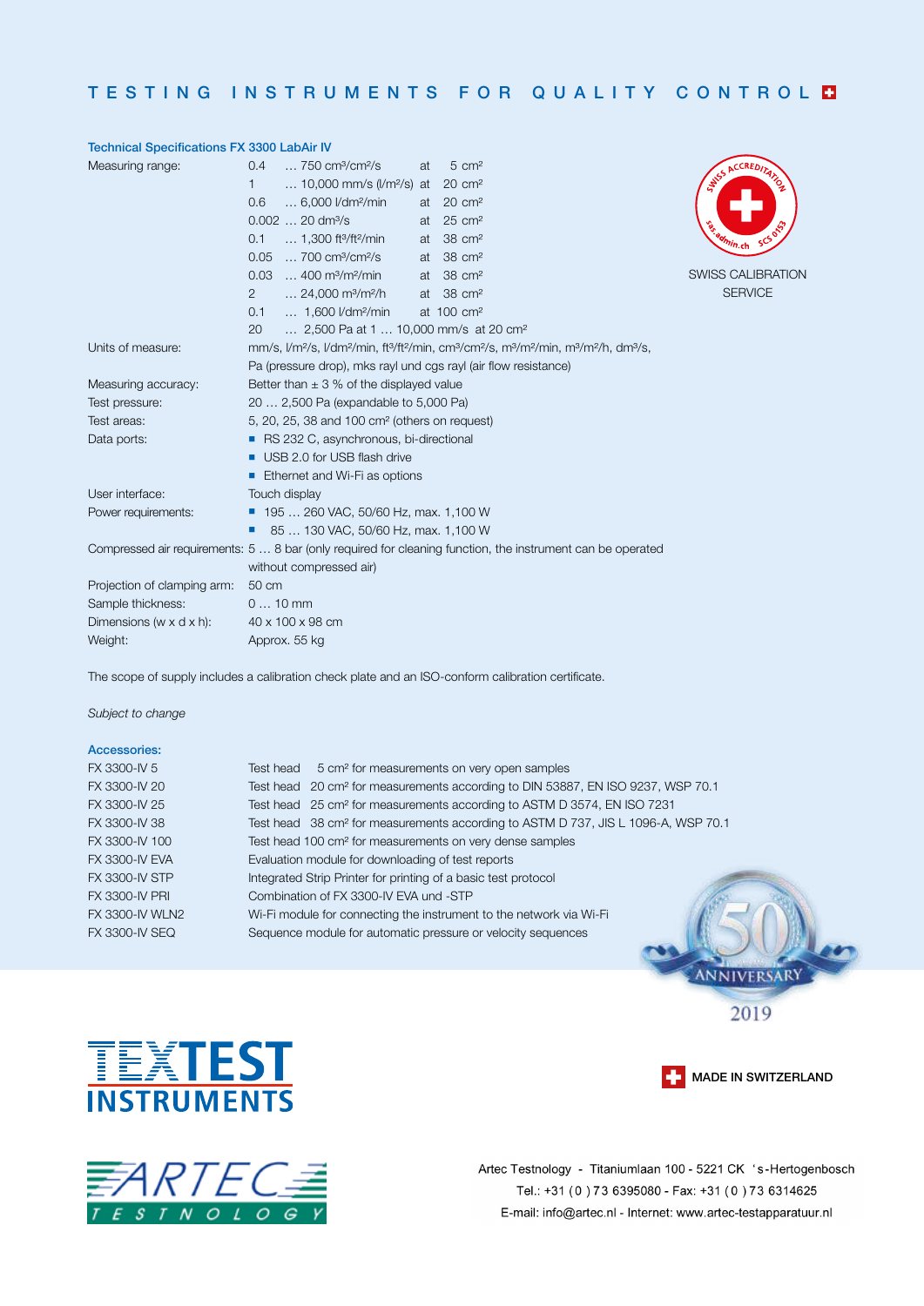# TESTING INSTRUMENTS FOR QUALITY CONTROL

## Technical Specifications FX 3300 LabAir IV

| | |
|---|---|
| Measuring range: | 0.4 … 750 cm³/cm²/s at 5 cm² |
| | 1 … 10,000 mm/s (l/m²/s) at 20 cm² |
| | 0.6 … 6,000 l/dm²/min at 20 cm² |
| | 0.002 … 20 dm³/s at 25 cm² |
| | 0.1 … 1,300 ft³/ft²/min at 38 cm² |
| | 0.05 … 700 cm³/cm²/s at 38 cm² |
| | 0.03 … 400 m³/m²/min at 38 cm² |
| | 2 … 24,000 m³/m²/h at 38 cm² |
| | 0.1 … 1,600 l/dm²/min at 100 cm² |
| | 20 … 2,500 Pa at 1 … 10,000 mm/s at 20 cm² |
| Units of measure: | mm/s, l/m²/s, l/dm²/min, ft³/ft²/min, cm³/cm²/s, m³/m²/min, m³/m²/h, dm³/s, Pa (pressure drop), mks rayl und cgs rayl (air flow resistance) |
| Measuring accuracy: | Better than ± 3 % of the displayed value |
| Test pressure: | 20 … 2,500 Pa (expandable to 5,000 Pa) |
| Test areas: | 5, 20, 25, 38 and 100 cm² (others on request) |
| Data ports: | ■ RS 232 C, asynchronous, bi-directional<br>■ USB 2.0 for USB flash drive<br>■ Ethernet and Wi-Fi as options |
| User interface: | Touch display |
| Power requirements: | ■ 195 … 260 VAC, 50/60 Hz, max. 1,100 W<br>■ 85 … 130 VAC, 50/60 Hz, max. 1,100 W |
| Compressed air requirements: | 5 … 8 bar (only required for cleaning function, the instrument can be operated without compressed air) |
| Projection of clamping arm: | 50 cm |
| Sample thickness: | 0 … 10 mm |
| Dimensions (w x d x h): | 40 x 100 x 98 cm |
| Weight: | Approx. 55 kg |

SWISS CALIBRATION SERVICE

The scope of supply includes a calibration check plate and an ISO-conform calibration certificate.

*Subject to change*

## Accessories:

| | |
|---|---|
| FX 3300-IV 5 | Test head 5 cm² for measurements on very open samples |
| FX 3300-IV 20 | Test head 20 cm² for measurements according to DIN 53887, EN ISO 9237, WSP 70.1 |
| FX 3300-IV 25 | Test head 25 cm² for measurements according to ASTM D 3574, EN ISO 7231 |
| FX 3300-IV 38 | Test head 38 cm² for measurements according to ASTM D 737, JIS L 1096-A, WSP 70.1 |
| FX 3300-IV 100 | Test head 100 cm² for measurements on very dense samples |
| FX 3300-IV EVA | Evaluation module for downloading of test reports |
| FX 3300-IV STP | Integrated Strip Printer for printing of a basic test protocol |
| FX 3300-IV PRI | Combination of FX 3300-IV EVA und -STP |
| FX 3300-IV WLN2 | Wi-Fi module for connecting the instrument to the network via Wi-Fi |
| FX 3300-IV SEQ | Sequence module for automatic pressure or velocity sequences |

50 ANNIVERSARY 2019

TEXTEST INSTRUMENTS

MADE IN SWITZERLAND

ARTEC TESTNOLOGY

Artec Testnology - Titaniumlaan 100 - 5221 CK 's-Hertogenbosch
Tel.: +31 (0) 73 6395080 - Fax: +31 (0) 73 6314625
E-mail: info@artec.nl - Internet: www.artec-testapparatuur.nl